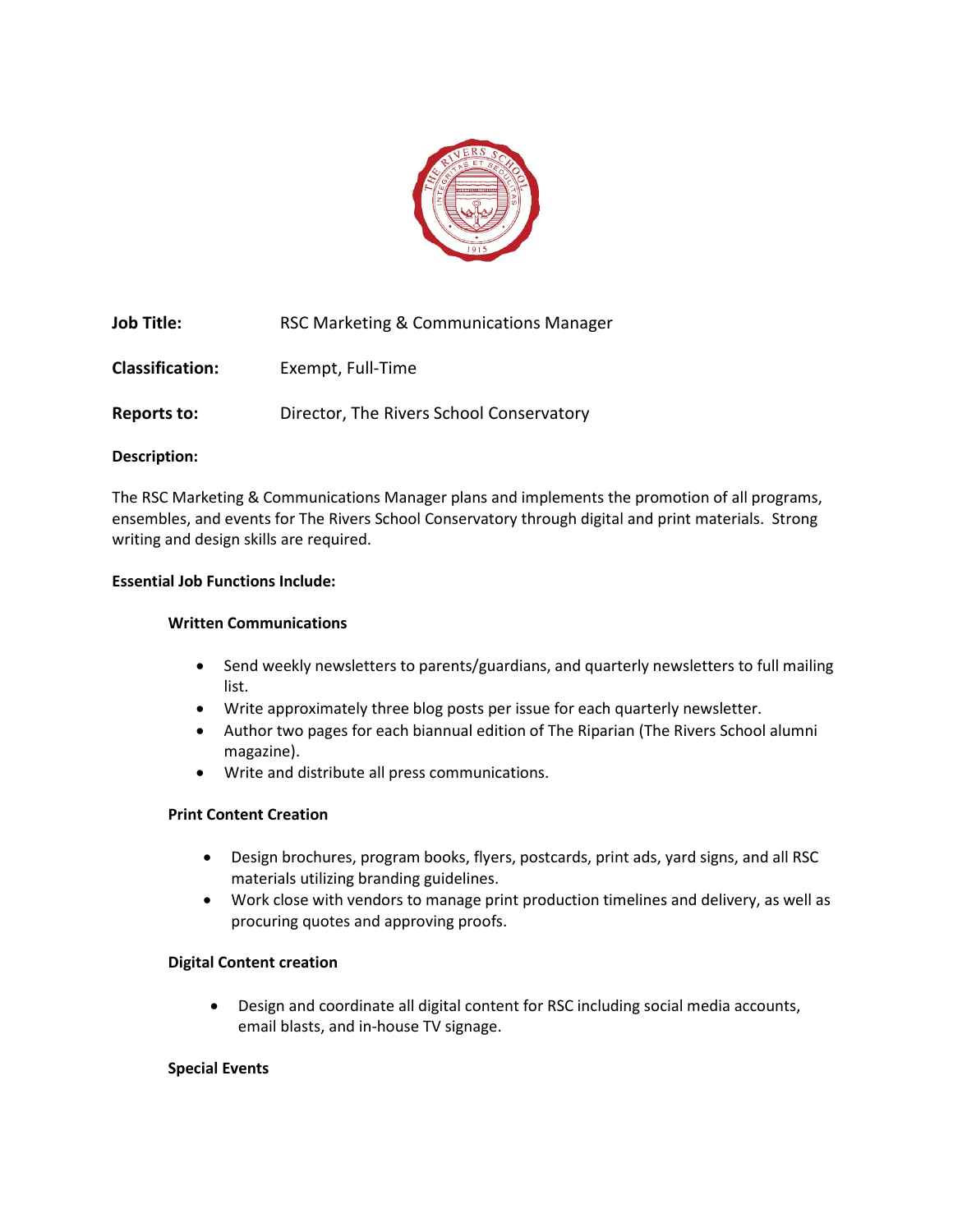**Job Title:** RSC Marketing & Communications Manager

**Classification:** Exempt, Full-Time

**Reports to:** Director, The Rivers School Conservatory

**Description:**

The RSC Marketing & Communications Manager plans and implements the promotion of all programs, ensembles, and events for The Rivers School Conservatory through digital and print materials. Strong writing and design skills are required.

**Essential Job Functions Include:**

**Written Communications**

- Send weekly newsletters to parents/guardians, and quarterly newsletters to full mailing list.
- Write approximately three blog posts per issue for each quarterly newsletter.
- Author two pages for each biannual edition of The Riparian (The Rivers School alumni magazine).
- Write and distribute all press communications.

**Print Content Creation**

- Design brochures, program books, flyers, postcards, print ads, yard signs, and all RSC materials utilizing branding guidelines.
- Work close with vendors to manage print production timelines and delivery, as well as procuring quotes and approving proofs.

**Digital Content creation**

- Design and coordinate all digital content for RSC including social media accounts, email blasts, and in-house TV signage.

**Special Events**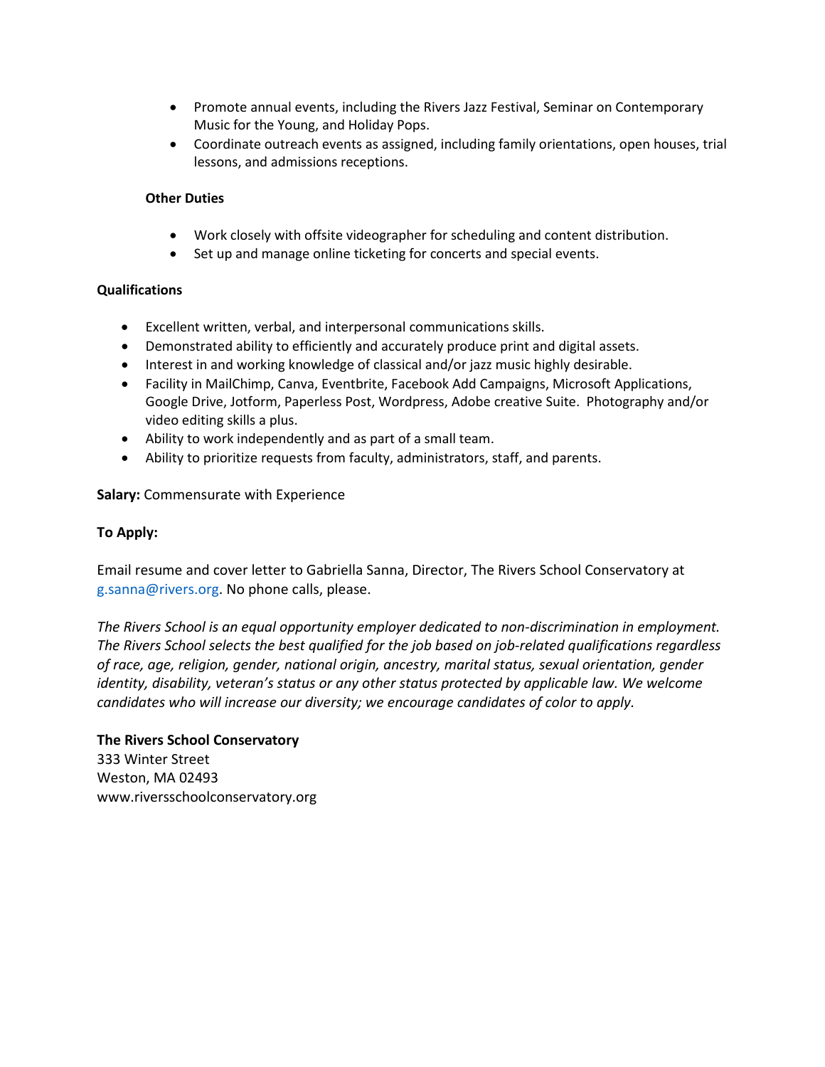- Promote annual events, including the Rivers Jazz Festival, Seminar on Contemporary Music for the Young, and Holiday Pops.
- Coordinate outreach events as assigned, including family orientations, open houses, trial lessons, and admissions receptions.

**Other Duties**

- Work closely with offsite videographer for scheduling and content distribution.
- Set up and manage online ticketing for concerts and special events.

**Qualifications**

- Excellent written, verbal, and interpersonal communications skills.
- Demonstrated ability to efficiently and accurately produce print and digital assets.
- Interest in and working knowledge of classical and/or jazz music highly desirable.
- Facility in MailChimp, Canva, Eventbrite, Facebook Add Campaigns, Microsoft Applications, Google Drive, Jotform, Paperless Post, Wordpress, Adobe creative Suite. Photography and/or video editing skills a plus.
- Ability to work independently and as part of a small team.
- Ability to prioritize requests from faculty, administrators, staff, and parents.

**Salary:** Commensurate with Experience

**To Apply:**

Email resume and cover letter to Gabriella Sanna, Director, The Rivers School Conservatory at g.sanna@rivers.org. No phone calls, please.

*The Rivers School is an equal opportunity employer dedicated to non-discrimination in employment. The Rivers School selects the best qualified for the job based on job-related qualifications regardless of race, age, religion, gender, national origin, ancestry, marital status, sexual orientation, gender identity, disability, veteran's status or any other status protected by applicable law. We welcome candidates who will increase our diversity; we encourage candidates of color to apply.*

**The Rivers School Conservatory**
333 Winter Street
Weston, MA 02493
www.riversschoolconservatory.org